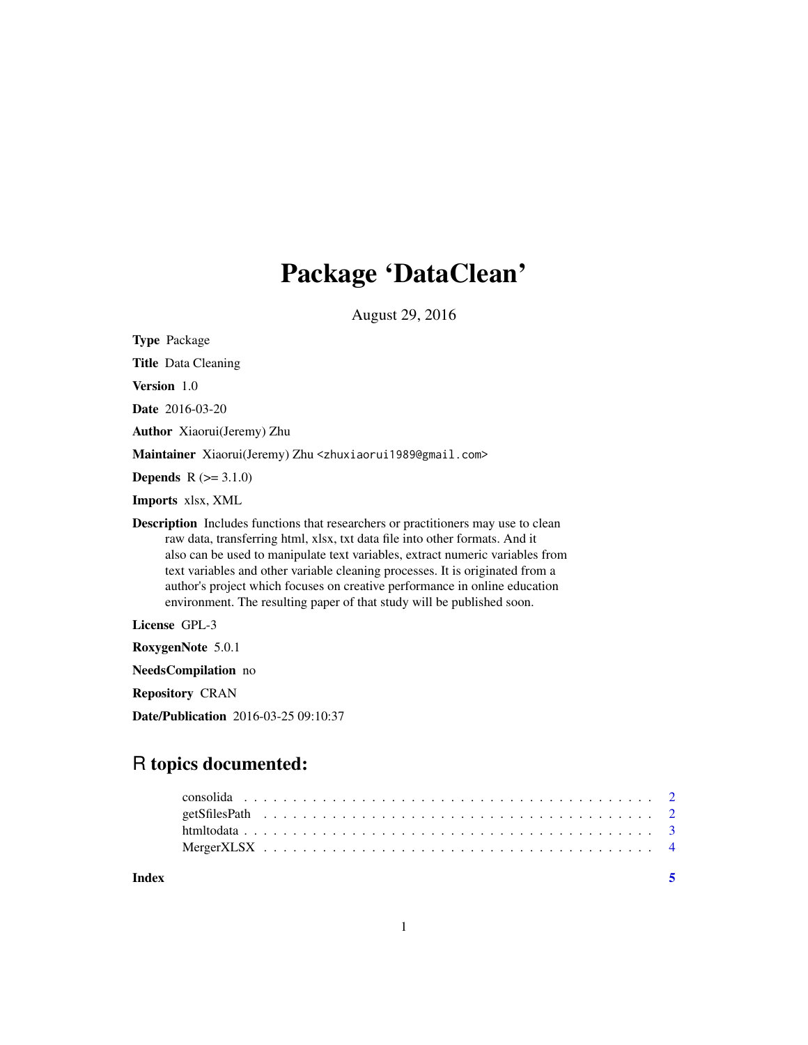# Package 'DataClean'

August 29, 2016

**Type** Package

**Title** Data Cleaning

**Version** 1.0

**Date** 2016-03-20

**Author** Xiaorui(Jeremy) Zhu

**Maintainer** Xiaorui(Jeremy) Zhu <zhuxiaorui1989@gmail.com>

**Depends** R (>= 3.1.0)

**Imports** xlsx, XML

**Description** Includes functions that researchers or practitioners may use to clean raw data, transferring html, xlsx, txt data file into other formats. And it also can be used to manipulate text variables, extract numeric variables from text variables and other variable cleaning processes. It is originated from a author's project which focuses on creative performance in online education environment. The resulting paper of that study will be published soon.

**License** GPL-3

**RoxygenNote** 5.0.1

**NeedsCompilation** no

**Repository** CRAN

**Date/Publication** 2016-03-25 09:10:37

## R topics documented:

- consolida . . . . . . . . . . . . . . . . . . . . . . . . . . . . . . . . . . . . . . . . 2
- getSfilesPath . . . . . . . . . . . . . . . . . . . . . . . . . . . . . . . . . . . . . . 2
- htmltodata . . . . . . . . . . . . . . . . . . . . . . . . . . . . . . . . . . . . . . . 3
- MergerXLSX . . . . . . . . . . . . . . . . . . . . . . . . . . . . . . . . . . . . . . 4

**Index** **5**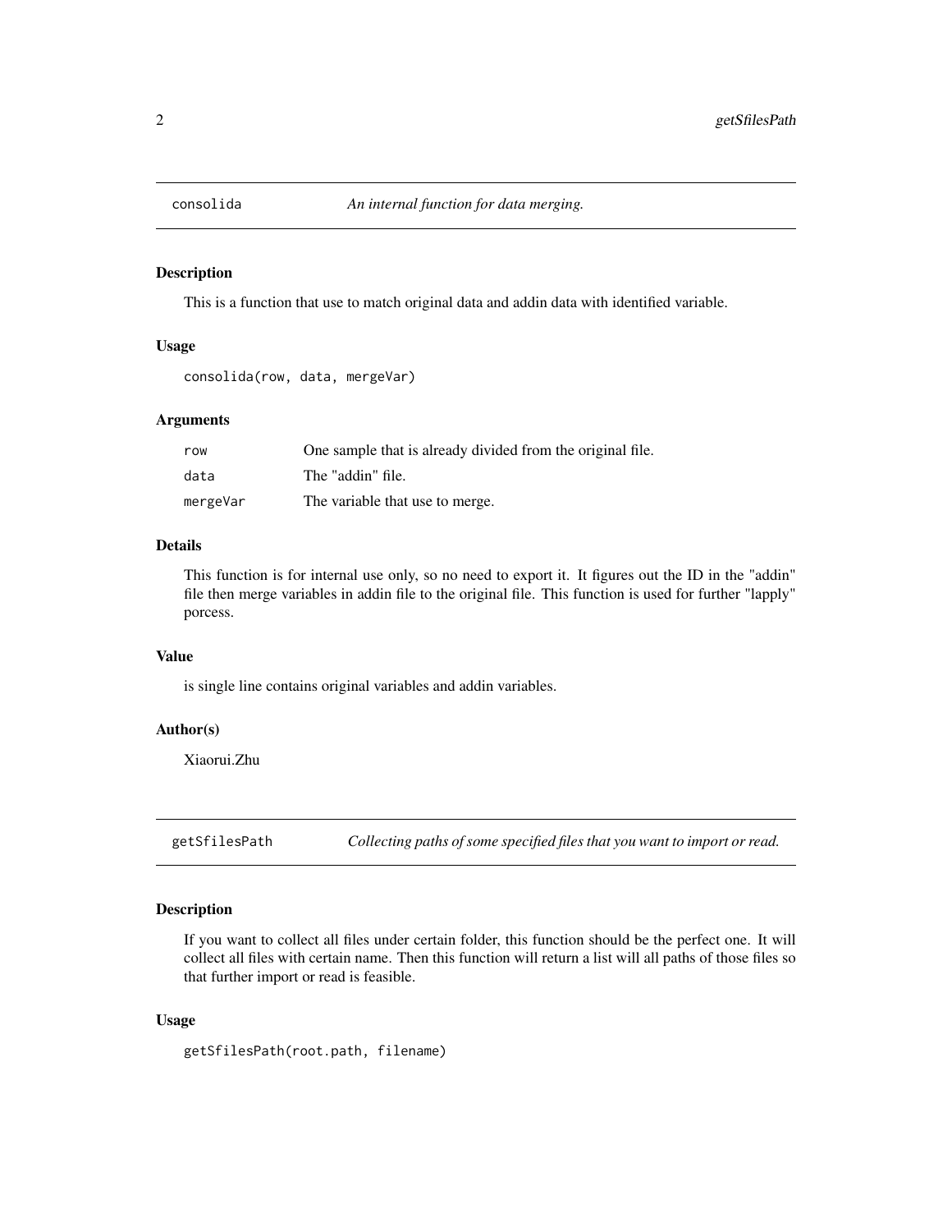## consolida *An internal function for data merging.*

### Description

This is a function that use to match original data and addin data with identified variable.

### Usage

```
consolida(row, data, mergeVar)
```

### Arguments

| | |
|---|---|
| `row` | One sample that is already divided from the original file. |
| `data` | The "addin" file. |
| `mergeVar` | The variable that use to merge. |

### Details

This function is for internal use only, so no need to export it. It figures out the ID in the "addin" file then merge variables in addin file to the original file. This function is used for further "lapply" porcess.

### Value

is single line contains original variables and addin variables.

### Author(s)

Xiaorui.Zhu

## getSfilesPath *Collecting paths of some specified files that you want to import or read.*

### Description

If you want to collect all files under certain folder, this function should be the perfect one. It will collect all files with certain name. Then this function will return a list will all paths of those files so that further import or read is feasible.

### Usage

```
getSfilesPath(root.path, filename)
```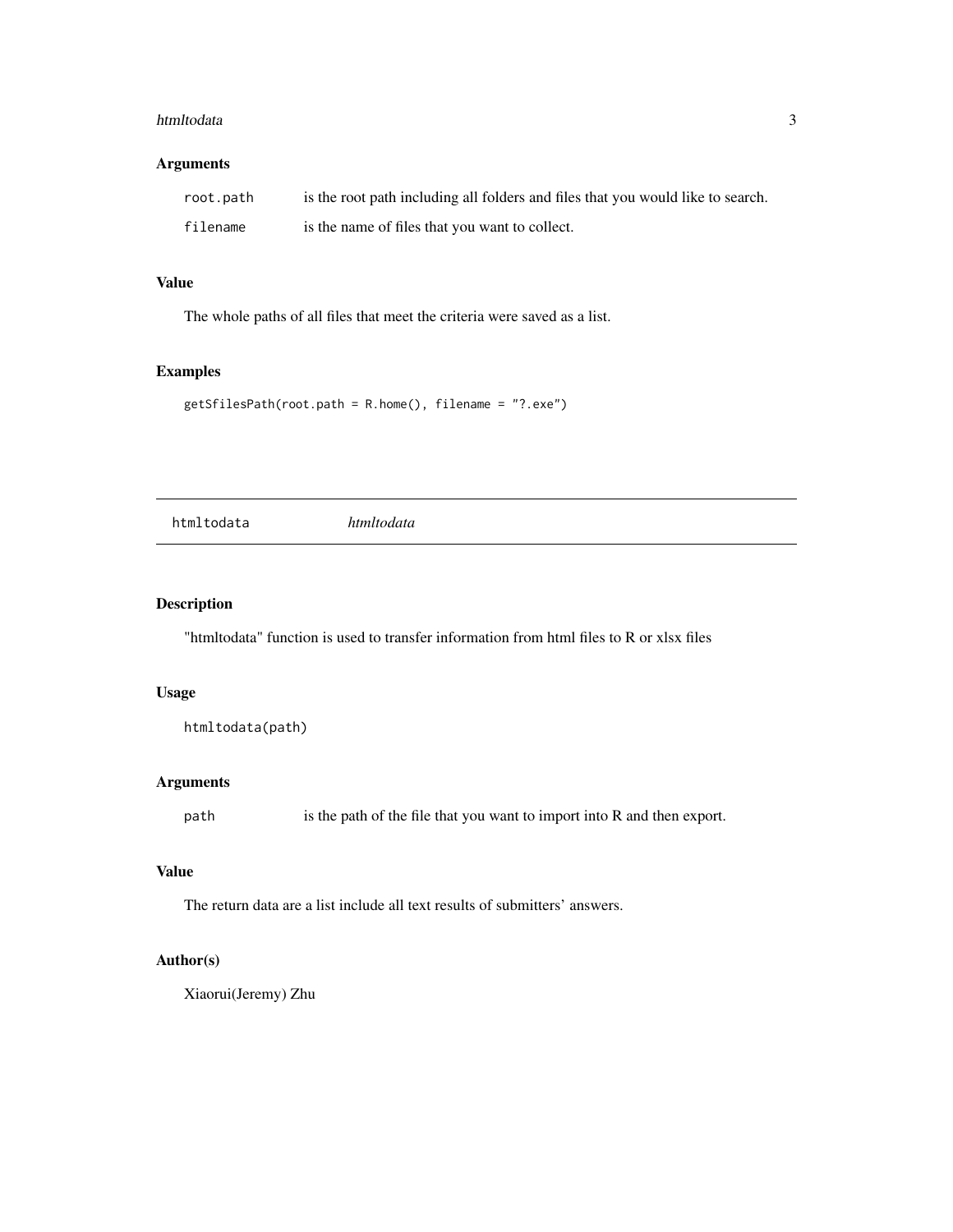## Arguments

| | |
|---|---|
| root.path | is the root path including all folders and files that you would like to search. |
| filename | is the name of files that you want to collect. |

## Value

The whole paths of all files that meet the criteria were saved as a list.

## Examples

```
getSfilesPath(root.path = R.home(), filename = "?.exe")
```

---

# htmltodata *htmltodata*

---

## Description

"htmltodata" function is used to transfer information from html files to R or xlsx files

## Usage

```
htmltodata(path)
```

## Arguments

| | |
|---|---|
| path | is the path of the file that you want to import into R and then export. |

## Value

The return data are a list include all text results of submitters' answers.

## Author(s)

Xiaorui(Jeremy) Zhu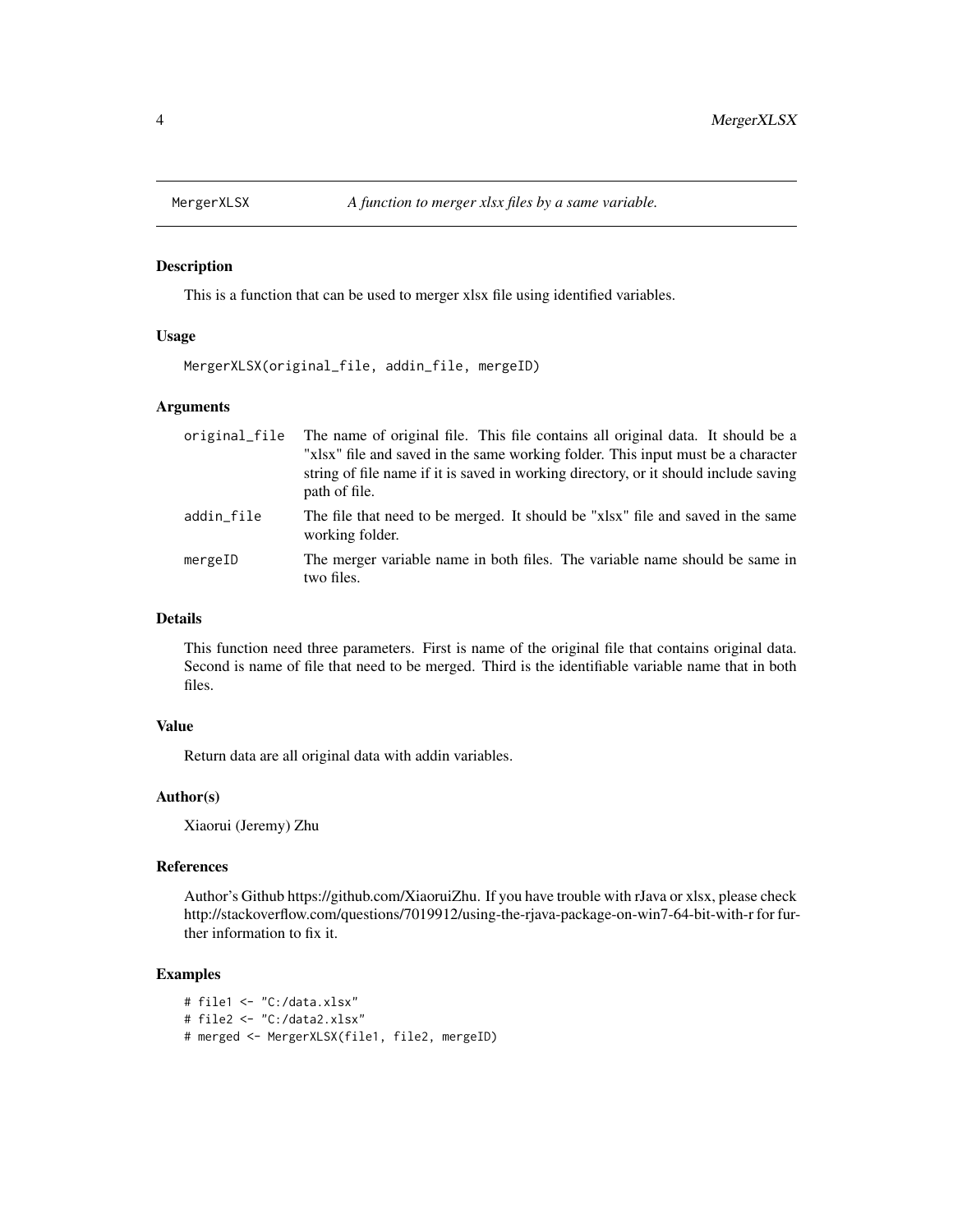## MergerXLSX *A function to merger xlsx files by a same variable.*

### Description

This is a function that can be used to merger xlsx file using identified variables.

### Usage

```
MergerXLSX(original_file, addin_file, mergeID)
```

### Arguments

| | |
|---|---|
| original_file | The name of original file. This file contains all original data. It should be a "xlsx" file and saved in the same working folder. This input must be a character string of file name if it is saved in working directory, or it should include saving path of file. |
| addin_file | The file that need to be merged. It should be "xlsx" file and saved in the same working folder. |
| mergeID | The merger variable name in both files. The variable name should be same in two files. |

### Details

This function need three parameters. First is name of the original file that contains original data. Second is name of file that need to be merged. Third is the identifiable variable name that in both files.

### Value

Return data are all original data with addin variables.

### Author(s)

Xiaorui (Jeremy) Zhu

### References

Author's Github https://github.com/XiaoruiZhu. If you have trouble with rJava or xlsx, please check http://stackoverflow.com/questions/7019912/using-the-rjava-package-on-win7-64-bit-with-r for further information to fix it.

### Examples

```
# file1 <- "C:/data.xlsx"
# file2 <- "C:/data2.xlsx"
# merged <- MergerXLSX(file1, file2, mergeID)
```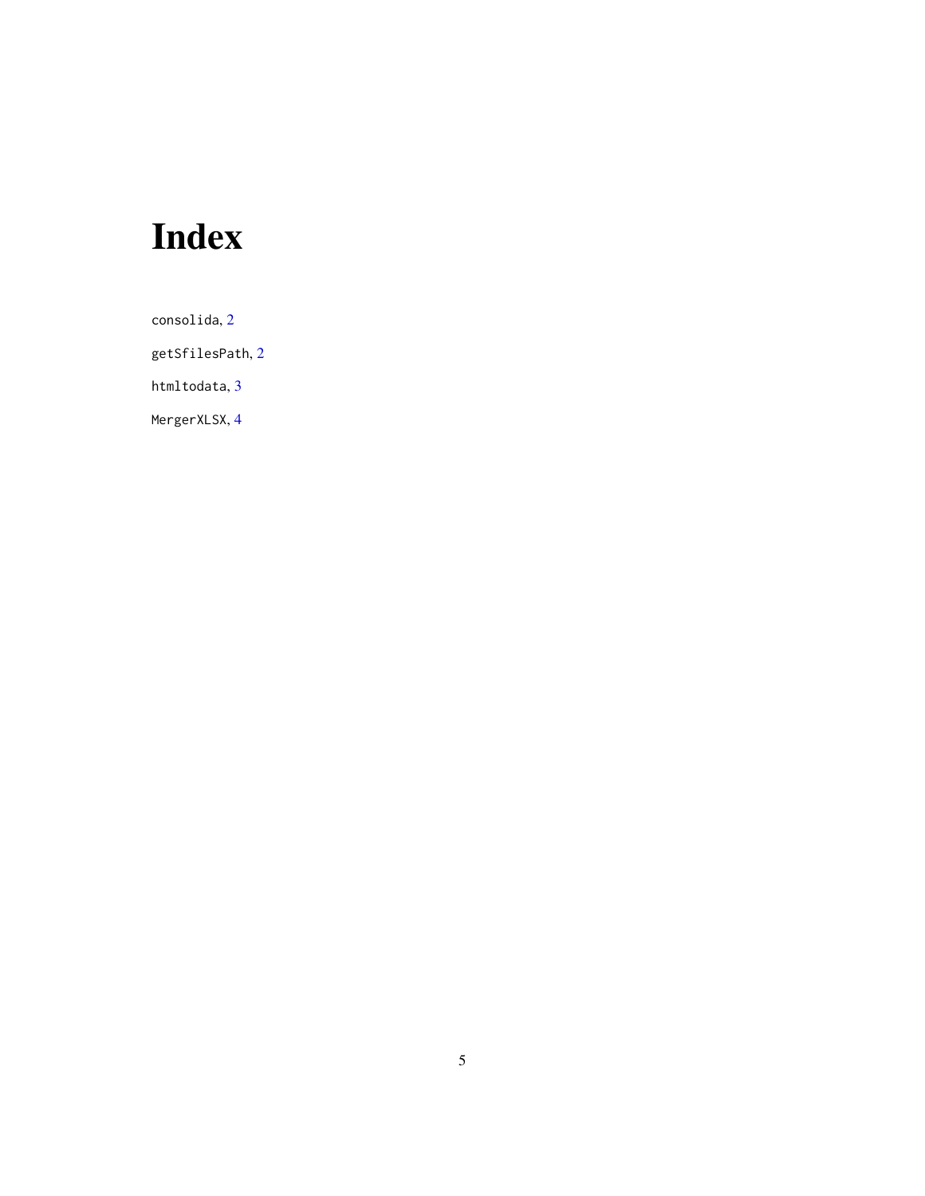# Index

consolida, 2

getSfilesPath, 2

htmltodata, 3

MergerXLSX, 4